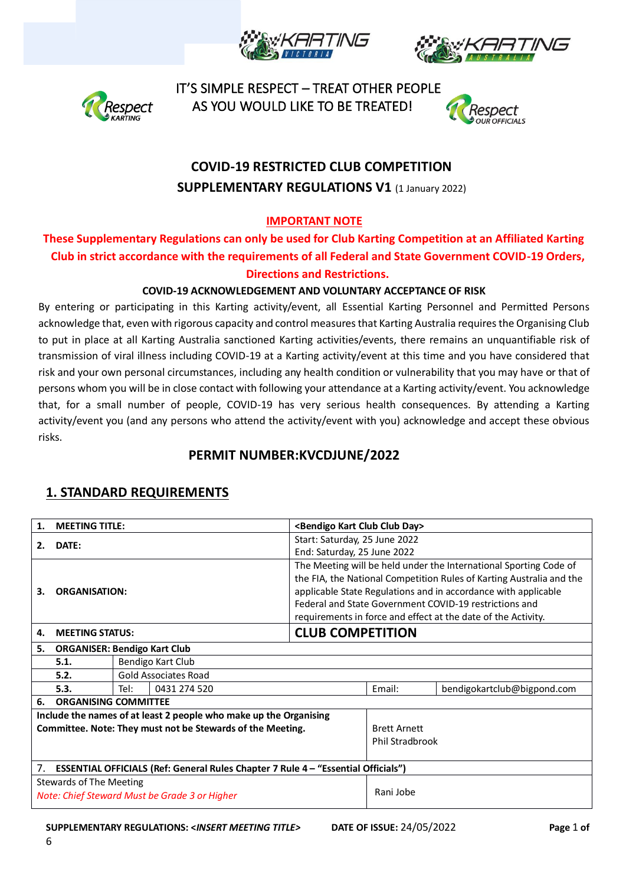IT'S SIMPLE RESPECT – TREAT OTHER PEOPLE AS YOU WOULD LIKE TO BE TREATED!

## COVID-19 RESTRICTED CLUB COMPETITION

## SUPPLEMENTARY REGULATIONS V1 (1 January 2022)

**IMPORTANT NOTE**

**These Supplementary Regulations can only be used for Club Karting Competition at an Affiliated Karting Club in strict accordance with the requirements of all Federal and State Government COVID-19 Orders, Directions and Restrictions.**

**COVID-19 ACKNOWLEDGEMENT AND VOLUNTARY ACCEPTANCE OF RISK**

By entering or participating in this Karting activity/event, all Essential Karting Personnel and Permitted Persons acknowledge that, even with rigorous capacity and control measures that Karting Australia requires the Organising Club to put in place at all Karting Australia sanctioned Karting activities/events, there remains an unquantifiable risk of transmission of viral illness including COVID-19 at a Karting activity/event at this time and you have considered that risk and your own personal circumstances, including any health condition or vulnerability that you may have or that of persons whom you will be in close contact with following your attendance at a Karting activity/event. You acknowledge that, for a small number of people, COVID-19 has very serious health consequences. By attending a Karting activity/event you (and any persons who attend the activity/event with you) acknowledge and accept these obvious risks.

## PERMIT NUMBER:KVCDJUNE/2022

## 1. STANDARD REQUIREMENTS

| | | | | |
|---|---|---|---|---|
| **1. MEETING TITLE:** | | | <Bendigo Kart Club Club Day> | |
| **2. DATE:** | | | Start: Saturday, 25 June 2022<br>End: Saturday, 25 June 2022 | |
| **3. ORGANISATION:** | | | The Meeting will be held under the International Sporting Code of the FIA, the National Competition Rules of Karting Australia and the applicable State Regulations and in accordance with applicable Federal and State Government COVID-19 restrictions and requirements in force and effect at the date of the Activity. | |
| **4. MEETING STATUS:** | | | **CLUB COMPETITION** | |
| **5. ORGANISER: Bendigo Kart Club** | | | | |
| **5.1.** | Bendigo Kart Club | | | |
| **5.2.** | Gold Associates Road | | | |
| **5.3.** | Tel: | 0431 274 520 | Email: | bendigokartclub@bigpond.com |
| **6. ORGANISING COMMITTEE** | | | | |
| **Include the names of at least 2 people who make up the Organising Committee. Note: They must not be Stewards of the Meeting.** | | | Brett Arnett<br>Phil Stradbrook | |
| **7. ESSENTIAL OFFICIALS (Ref: General Rules Chapter 7 Rule 4 – "Essential Officials")** | | | | |
| Stewards of The Meeting<br>*Note: Chief Steward Must be Grade 3 or Higher* | | | Rani Jobe | |

**SUPPLEMENTARY REGULATIONS: <*INSERT MEETING TITLE*>** **DATE OF ISSUE:** 24/05/2022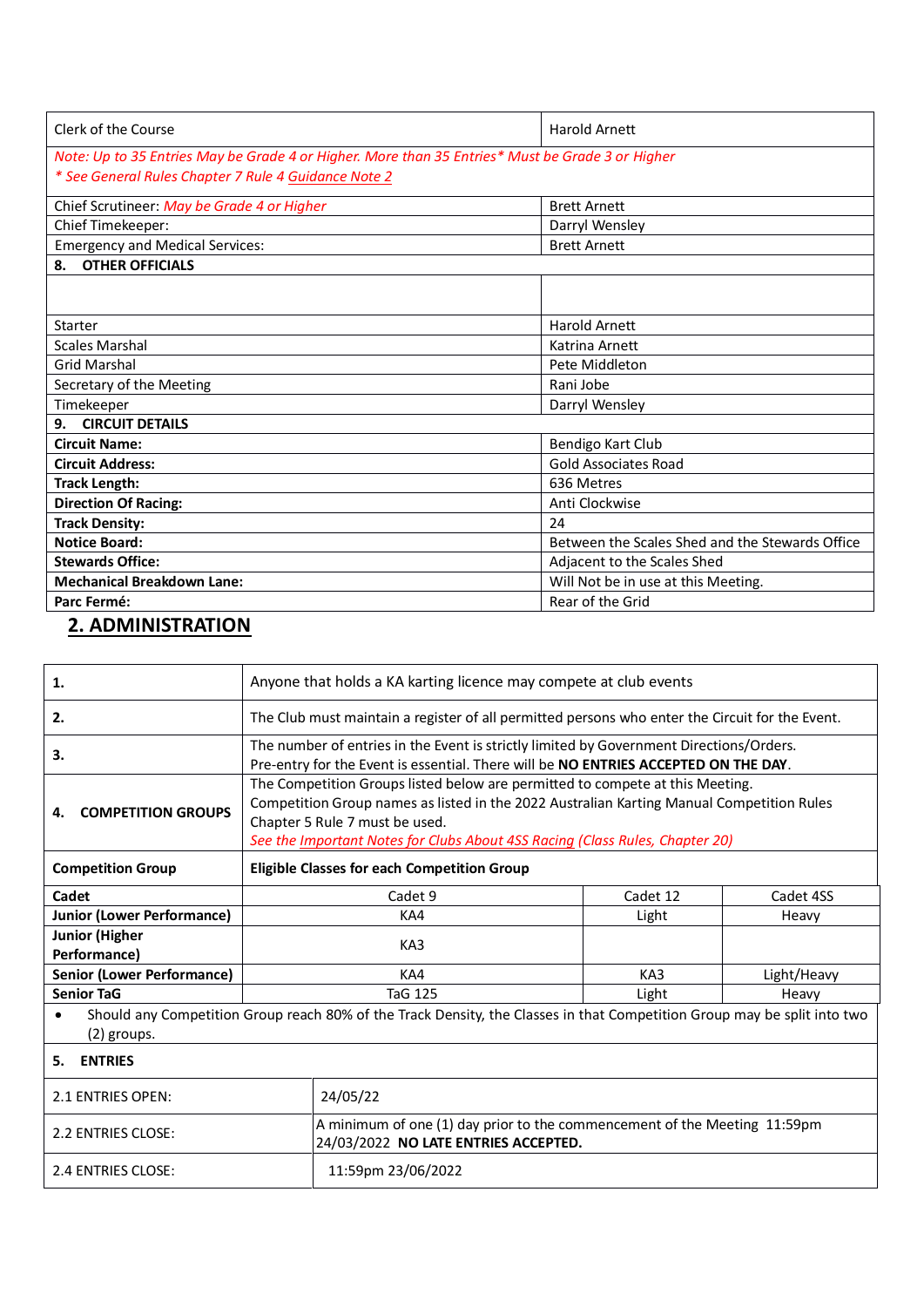| Clerk of the Course | Harold Arnett |
|---|---|
| *Note: Up to 35 Entries May be Grade 4 or Higher. More than 35 Entries* Must be Grade 3 or Higher* <br> ** See General Rules Chapter 7 Rule 4 Guidance Note 2* | |
| Chief Scrutineer: *May be Grade 4 or Higher* | Brett Arnett |
| Chief Timekeeper: | Darryl Wensley |
| Emergency and Medical Services: | Brett Arnett |
| **8. OTHER OFFICIALS** | |
| | |
| Starter | Harold Arnett |
| Scales Marshal | Katrina Arnett |
| Grid Marshal | Pete Middleton |
| Secretary of the Meeting | Rani Jobe |
| Timekeeper | Darryl Wensley |
| **9. CIRCUIT DETAILS** | |
| **Circuit Name:** | Bendigo Kart Club |
| **Circuit Address:** | Gold Associates Road |
| **Track Length:** | 636 Metres |
| **Direction Of Racing:** | Anti Clockwise |
| **Track Density:** | 24 |
| **Notice Board:** | Between the Scales Shed and the Stewards Office |
| **Stewards Office:** | Adjacent to the Scales Shed |
| **Mechanical Breakdown Lane:** | Will Not be in use at this Meeting. |
| **Parc Fermé:** | Rear of the Grid |

## 2. ADMINISTRATION

| **1.** | Anyone that holds a KA karting licence may compete at club events | | |
|---|---|---|---|
| **2.** | The Club must maintain a register of all permitted persons who enter the Circuit for the Event. | | |
| **3.** | The number of entries in the Event is strictly limited by Government Directions/Orders. Pre-entry for the Event is essential. There will be **NO ENTRIES ACCEPTED ON THE DAY**. | | |
| **4. COMPETITION GROUPS** | The Competition Groups listed below are permitted to compete at this Meeting. Competition Group names as listed in the 2022 Australian Karting Manual Competition Rules Chapter 5 Rule 7 must be used. <br> *See the Important Notes for Clubs About 4SS Racing (Class Rules, Chapter 20)* | | |
| **Competition Group** | **Eligible Classes for each Competition Group** | | |
| **Cadet** | Cadet 9 | Cadet 12 | Cadet 4SS |
| **Junior (Lower Performance)** | KA4 | Light | Heavy |
| **Junior (Higher Performance)** | KA3 | | |
| **Senior (Lower Performance)** | KA4 | KA3 | Light/Heavy |
| **Senior TaG** | TaG 125 | Light | Heavy |

- Should any Competition Group reach 80% of the Track Density, the Classes in that Competition Group may be split into two (2) groups.

**5. ENTRIES**

| | |
|---|---|
| 2.1 ENTRIES OPEN: | 24/05/22 |
| 2.2 ENTRIES CLOSE: | A minimum of one (1) day prior to the commencement of the Meeting 11:59pm 24/03/2022 **NO LATE ENTRIES ACCEPTED.** |
| 2.4 ENTRIES CLOSE: | 11:59pm 23/06/2022 |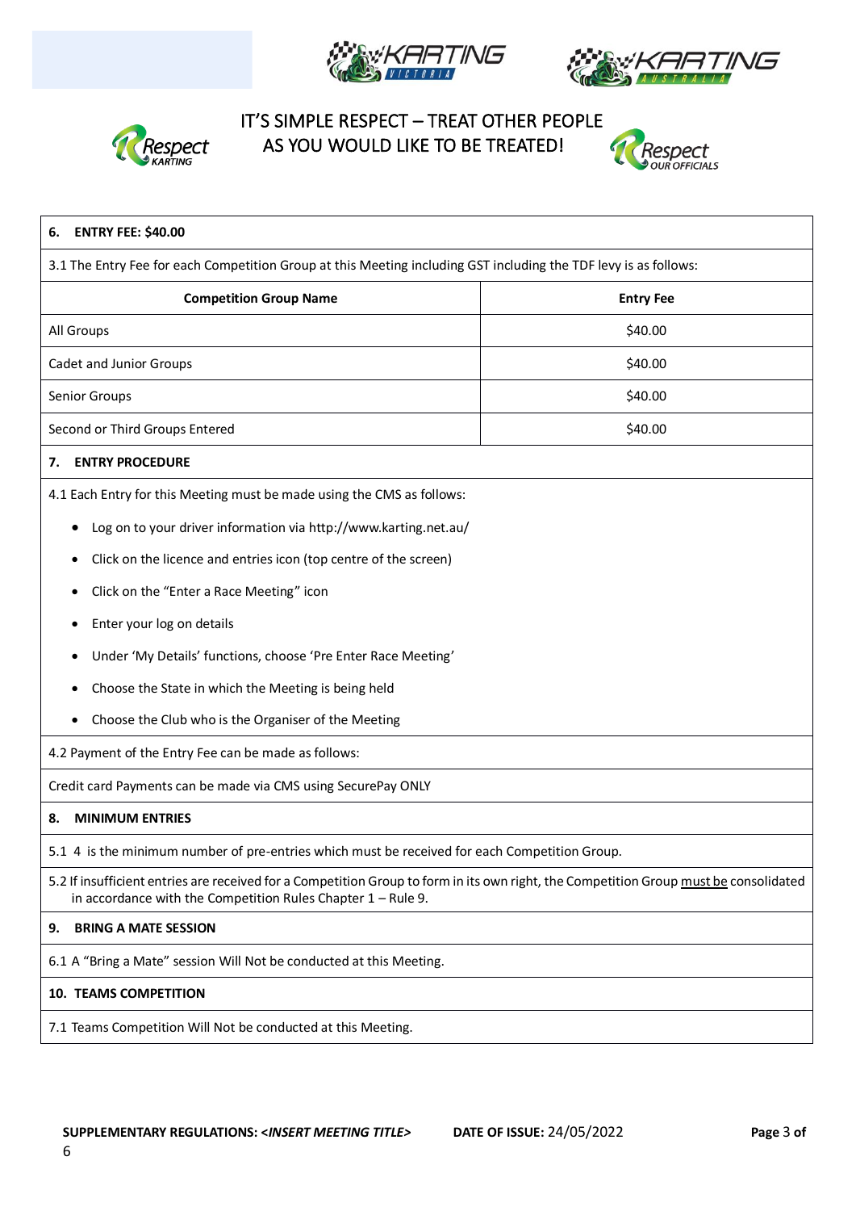IT'S SIMPLE RESPECT – TREAT OTHER PEOPLE AS YOU WOULD LIKE TO BE TREATED!

## 6. ENTRY FEE: $40.00

3.1 The Entry Fee for each Competition Group at this Meeting including GST including the TDF levy is as follows:

| Competition Group Name | Entry Fee |
|---|---|
| All Groups | $40.00 |
| Cadet and Junior Groups | $40.00 |
| Senior Groups | $40.00 |
| Second or Third Groups Entered | $40.00 |

## 7. ENTRY PROCEDURE

4.1 Each Entry for this Meeting must be made using the CMS as follows:

- Log on to your driver information via http://www.karting.net.au/
- Click on the licence and entries icon (top centre of the screen)
- Click on the "Enter a Race Meeting" icon
- Enter your log on details
- Under 'My Details' functions, choose 'Pre Enter Race Meeting'
- Choose the State in which the Meeting is being held
- Choose the Club who is the Organiser of the Meeting

4.2 Payment of the Entry Fee can be made as follows:

Credit card Payments can be made via CMS using SecurePay ONLY

## 8. MINIMUM ENTRIES

5.1 4 is the minimum number of pre-entries which must be received for each Competition Group.

5.2 If insufficient entries are received for a Competition Group to form in its own right, the Competition Group must be consolidated in accordance with the Competition Rules Chapter 1 – Rule 9.

## 9. BRING A MATE SESSION

6.1 A "Bring a Mate" session Will Not be conducted at this Meeting.

## 10. TEAMS COMPETITION

7.1 Teams Competition Will Not be conducted at this Meeting.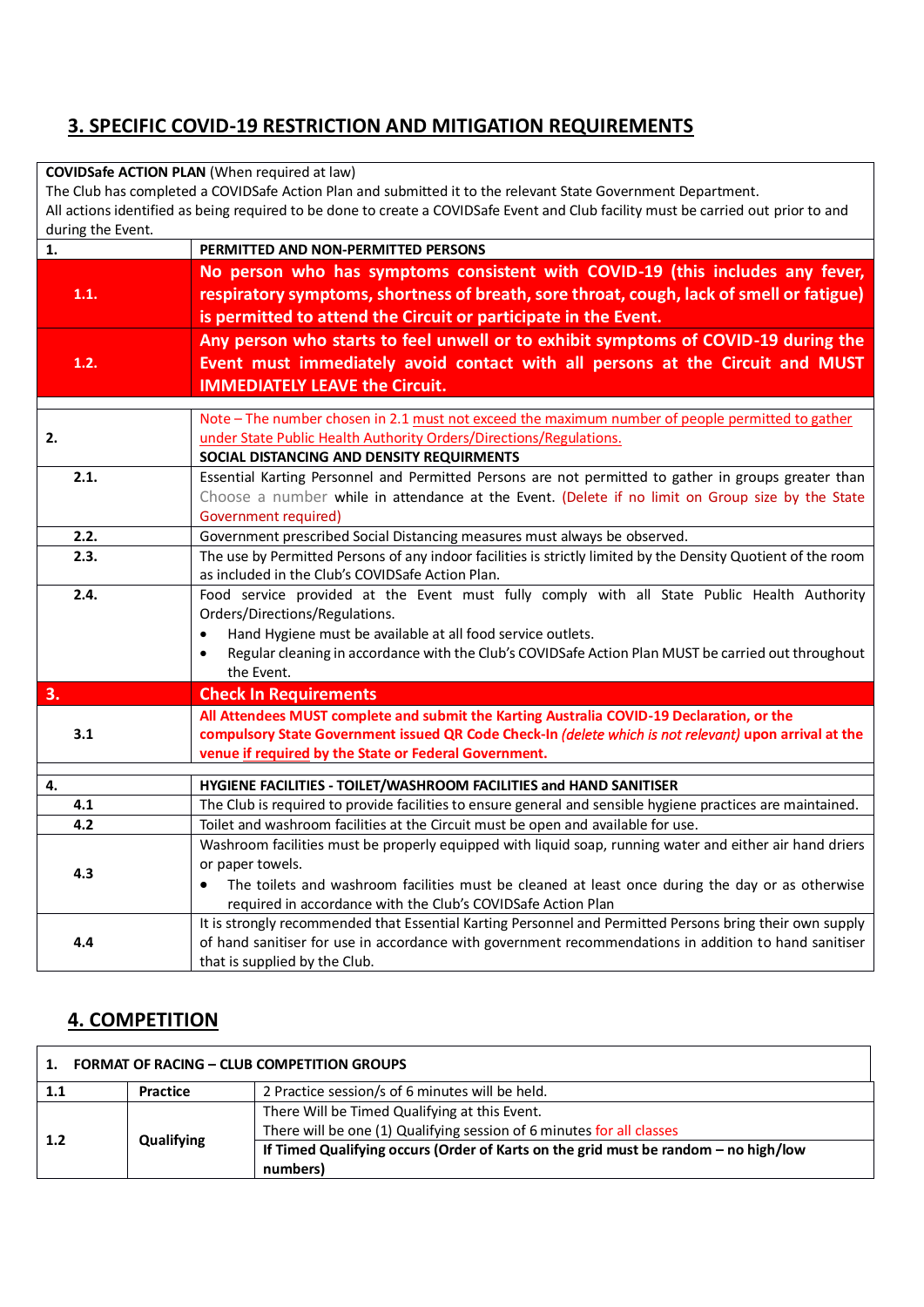## 3. SPECIFIC COVID-19 RESTRICTION AND MITIGATION REQUIREMENTS

| **COVIDSafe ACTION PLAN** (When required at law)<br>The Club has completed a COVIDSafe Action Plan and submitted it to the relevant State Government Department.<br>All actions identified as being required to be done to create a COVIDSafe Event and Club facility must be carried out prior to and during the Event. | |
|---|---|
| **1.** | **PERMITTED AND NON-PERMITTED PERSONS** |
| **1.1.** | **No person who has symptoms consistent with COVID-19 (this includes any fever, respiratory symptoms, shortness of breath, sore throat, cough, lack of smell or fatigue) is permitted to attend the Circuit or participate in the Event.** |
| **1.2.** | **Any person who starts to feel unwell or to exhibit symptoms of COVID-19 during the Event must immediately avoid contact with all persons at the Circuit and MUST IMMEDIATELY LEAVE the Circuit.** |
| **2.** | Note – The number chosen in 2.1 must not exceed the maximum number of people permitted to gather under State Public Health Authority Orders/Directions/Regulations.<br>**SOCIAL DISTANCING AND DENSITY REQUIRMENTS** |
| **2.1.** | Essential Karting Personnel and Permitted Persons are not permitted to gather in groups greater than Choose a number while in attendance at the Event. (Delete if no limit on Group size by the State Government required) |
| **2.2.** | Government prescribed Social Distancing measures must always be observed. |
| **2.3.** | The use by Permitted Persons of any indoor facilities is strictly limited by the Density Quotient of the room as included in the Club's COVIDSafe Action Plan. |
| **2.4.** | Food service provided at the Event must fully comply with all State Public Health Authority Orders/Directions/Regulations.<br>• Hand Hygiene must be available at all food service outlets.<br>• Regular cleaning in accordance with the Club's COVIDSafe Action Plan MUST be carried out throughout the Event. |
| **3.** | **Check In Requirements** |
| **3.1** | **All Attendees MUST complete and submit the Karting Australia COVID-19 Declaration, or the compulsory State Government issued QR Code Check-In *(delete which is not relevant)* upon arrival at the venue if required by the State or Federal Government.** |
| **4.** | **HYGIENE FACILITIES - TOILET/WASHROOM FACILITIES and HAND SANITISER** |
| **4.1** | The Club is required to provide facilities to ensure general and sensible hygiene practices are maintained. |
| **4.2** | Toilet and washroom facilities at the Circuit must be open and available for use. |
| **4.3** | Washroom facilities must be properly equipped with liquid soap, running water and either air hand driers or paper towels.<br>• The toilets and washroom facilities must be cleaned at least once during the day or as otherwise required in accordance with the Club's COVIDSafe Action Plan |
| **4.4** | It is strongly recommended that Essential Karting Personnel and Permitted Persons bring their own supply of hand sanitiser for use in accordance with government recommendations in addition to hand sanitiser that is supplied by the Club. |

## 4. COMPETITION

| **1. FORMAT OF RACING – CLUB COMPETITION GROUPS** | | |
|---|---|---|
| **1.1** | **Practice** | 2 Practice session/s of 6 minutes will be held. |
| **1.2** | **Qualifying** | There Will be Timed Qualifying at this Event.<br>There will be one (1) Qualifying session of 6 minutes for all classes<br>**If Timed Qualifying occurs (Order of Karts on the grid must be random – no high/low numbers)** |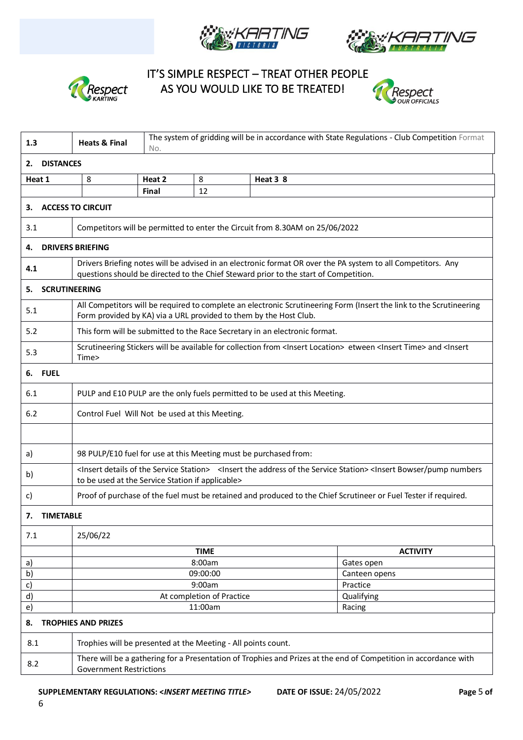IT'S SIMPLE RESPECT – TREAT OTHER PEOPLE AS YOU WOULD LIKE TO BE TREATED!

| 1.3 | Heats & Final | The system of gridding will be in accordance with State Regulations - Club Competition Format No. |
|---|---|---|

**2. DISTANCES**

| Heat 1 | 8 | Heat 2 | 8 | Heat 3 8 |
|---|---|---|---|---|
| | | Final | 12 | |

**3. ACCESS TO CIRCUIT**

| 3.1 | Competitors will be permitted to enter the Circuit from 8.30AM on 25/06/2022 |
|---|---|

**4. DRIVERS BRIEFING**

| 4.1 | Drivers Briefing notes will be advised in an electronic format OR over the PA system to all Competitors. Any questions should be directed to the Chief Steward prior to the start of Competition. |
|---|---|

**5. SCRUTINEERING**

| 5.1 | All Competitors will be required to complete an electronic Scrutineering Form (Insert the link to the Scrutineering Form provided by KA) via a URL provided to them by the Host Club. |
|---|---|
| 5.2 | This form will be submitted to the Race Secretary in an electronic format. |
| 5.3 | Scrutineering Stickers will be available for collection from <Insert Location> etween <Insert Time> and <Insert Time> |

**6. FUEL**

| 6.1 | PULP and E10 PULP are the only fuels permitted to be used at this Meeting. |
|---|---|
| 6.2 | Control Fuel Will Not be used at this Meeting. |
| | |
| a) | 98 PULP/E10 fuel for use at this Meeting must be purchased from: |
| b) | <Insert details of the Service Station> <Insert the address of the Service Station> <Insert Bowser/pump numbers to be used at the Service Station if applicable> |
| c) | Proof of purchase of the fuel must be retained and produced to the Chief Scrutineer or Fuel Tester if required. |

**7. TIMETABLE**

| 7.1 | 25/06/22 | |
|---|---|---|
| | **TIME** | **ACTIVITY** |
| a) | 8:00am | Gates open |
| b) | 09:00:00 | Canteen opens |
| c) | 9:00am | Practice |
| d) | At completion of Practice | Qualifying |
| e) | 11:00am | Racing |

**8. TROPHIES AND PRIZES**

| 8.1 | Trophies will be presented at the Meeting - All points count. |
|---|---|
| 8.2 | There will be a gathering for a Presentation of Trophies and Prizes at the end of Competition in accordance with Government Restrictions |

**SUPPLEMENTARY REGULATIONS: *<INSERT MEETING TITLE>*** **DATE OF ISSUE:** 24/05/2022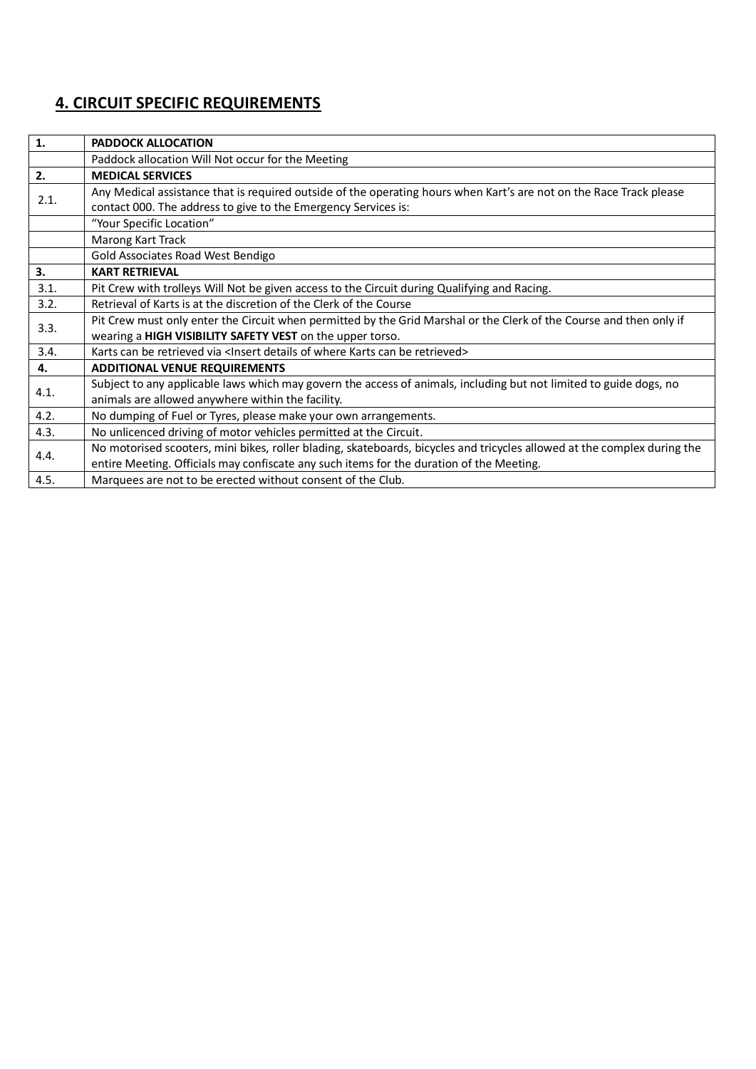## 4. CIRCUIT SPECIFIC REQUIREMENTS

| | |
|---|---|
| **1.** | **PADDOCK ALLOCATION** |
| | Paddock allocation Will Not occur for the Meeting |
| **2.** | **MEDICAL SERVICES** |
| 2.1. | Any Medical assistance that is required outside of the operating hours when Kart's are not on the Race Track please contact 000. The address to give to the Emergency Services is: |
| | "Your Specific Location" |
| | Marong Kart Track |
| | Gold Associates Road West Bendigo |
| **3.** | **KART RETRIEVAL** |
| 3.1. | Pit Crew with trolleys Will Not be given access to the Circuit during Qualifying and Racing. |
| 3.2. | Retrieval of Karts is at the discretion of the Clerk of the Course |
| 3.3. | Pit Crew must only enter the Circuit when permitted by the Grid Marshal or the Clerk of the Course and then only if wearing a **HIGH VISIBILITY SAFETY VEST** on the upper torso. |
| 3.4. | Karts can be retrieved via <Insert details of where Karts can be retrieved> |
| **4.** | **ADDITIONAL VENUE REQUIREMENTS** |
| 4.1. | Subject to any applicable laws which may govern the access of animals, including but not limited to guide dogs, no animals are allowed anywhere within the facility. |
| 4.2. | No dumping of Fuel or Tyres, please make your own arrangements. |
| 4.3. | No unlicenced driving of motor vehicles permitted at the Circuit. |
| 4.4. | No motorised scooters, mini bikes, roller blading, skateboards, bicycles and tricycles allowed at the complex during the entire Meeting. Officials may confiscate any such items for the duration of the Meeting. |
| 4.5. | Marquees are not to be erected without consent of the Club. |